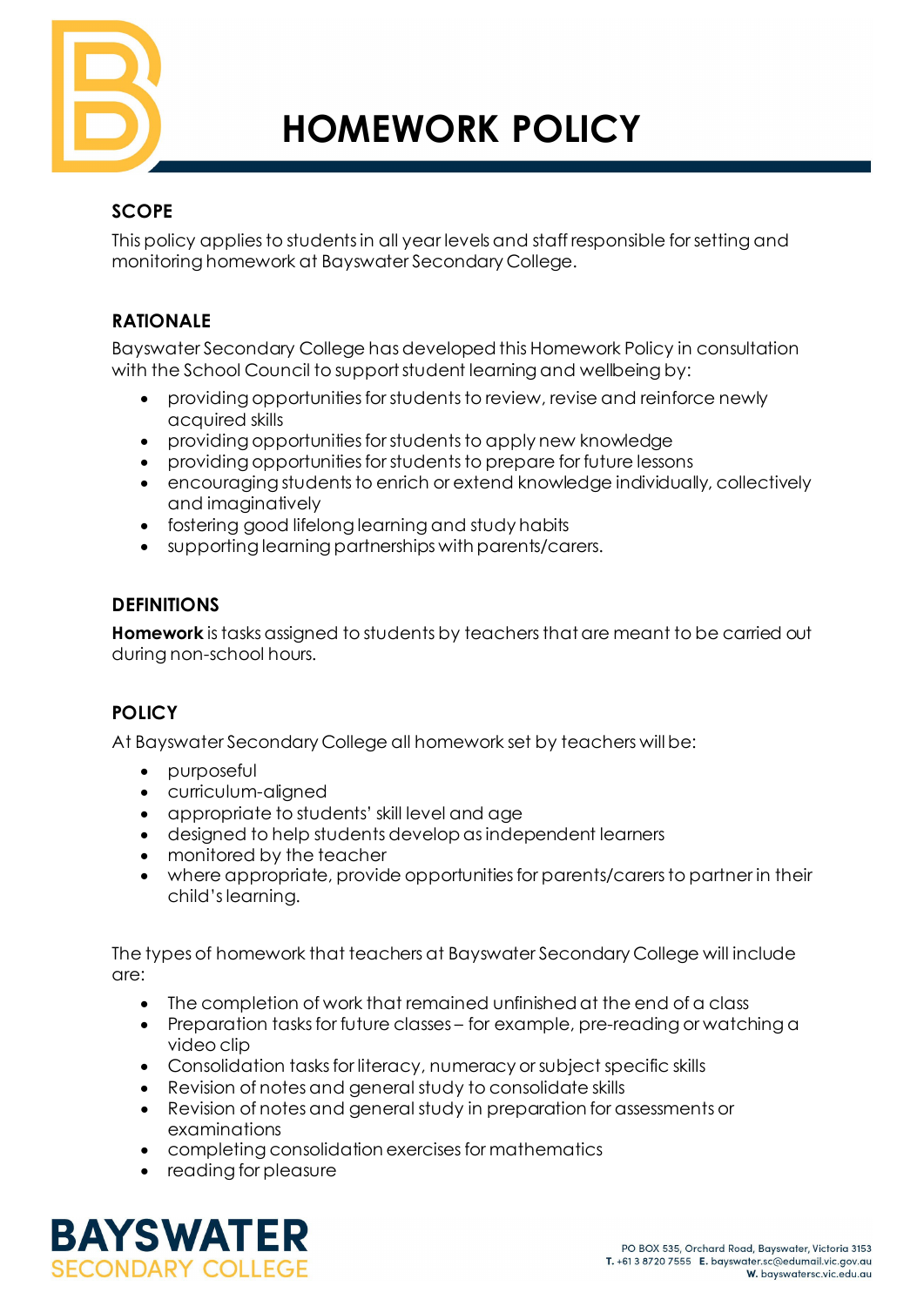# HOMEWORK POLICY

## SCOPE

This policy applies to students in all year levels and staff responsible for setting and monitoring homework at Bayswater Secondary College.

## RATIONALE

Bayswater Secondary College has developed this Homework Policy in consultation with the School Council to support student learning and wellbeing by:

- providing opportunities for students to review, revise and reinforce newly acquired skills
- providing opportunities for students to apply new knowledge
- providing opportunities for students to prepare for future lessons
- encouraging students to enrich or extend knowledge individually, collectively and imaginatively
- fostering good lifelong learning and study habits
- supporting learning partnerships with parents/carers.

## DEFINITIONS

**Homework** is tasks assigned to students by teachers that are meant to be carried out during non-school hours.

## POLICY

At Bayswater Secondary College all homework set by teachers will be:

- purposeful
- curriculum-aligned
- appropriate to students' skill level and age
- designed to help students develop as independent learners
- monitored by the teacher
- where appropriate, provide opportunities for parents/carers to partner in their child's learning.

The types of homework that teachers at Bayswater Secondary College will include are:

- The completion of work that remained unfinished at the end of a class
- Preparation tasks for future classes – for example, pre-reading or watching a video clip
- Consolidation tasks for literacy, numeracy or subject specific skills
- Revision of notes and general study to consolidate skills
- Revision of notes and general study in preparation for assessments or examinations
- completing consolidation exercises for mathematics
- reading for pleasure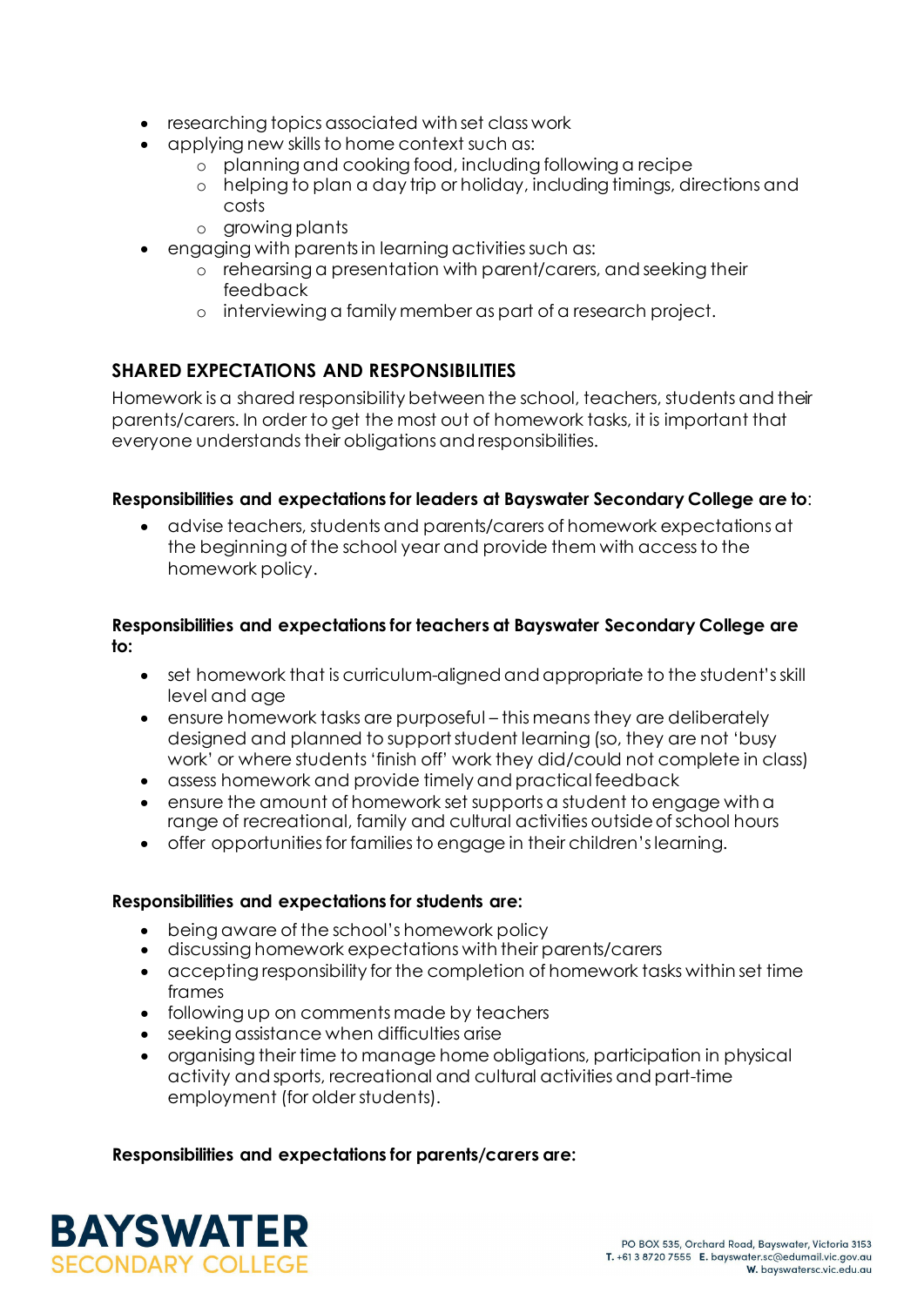- researching topics associated with set class work
- applying new skills to home context such as:
  - planning and cooking food, including following a recipe
  - helping to plan a day trip or holiday, including timings, directions and costs
  - growing plants
- engaging with parents in learning activities such as:
  - rehearsing a presentation with parent/carers, and seeking their feedback
  - interviewing a family member as part of a research project.

## SHARED EXPECTATIONS AND RESPONSIBILITIES

Homework is a shared responsibility between the school, teachers, students and their parents/carers. In order to get the most out of homework tasks, it is important that everyone understands their obligations and responsibilities.

**Responsibilities and expectations for leaders at Bayswater Secondary College are to**:

- advise teachers, students and parents/carers of homework expectations at the beginning of the school year and provide them with access to the homework policy.

**Responsibilities and expectations for teachers at Bayswater Secondary College are to:**

- set homework that is curriculum-aligned and appropriate to the student's skill level and age
- ensure homework tasks are purposeful – this means they are deliberately designed and planned to support student learning (so, they are not 'busy work' or where students 'finish off' work they did/could not complete in class)
- assess homework and provide timely and practical feedback
- ensure the amount of homework set supports a student to engage with a range of recreational, family and cultural activities outside of school hours
- offer opportunities for families to engage in their children's learning.

**Responsibilities and expectations for students are:**

- being aware of the school's homework policy
- discussing homework expectations with their parents/carers
- accepting responsibility for the completion of homework tasks within set time frames
- following up on comments made by teachers
- seeking assistance when difficulties arise
- organising their time to manage home obligations, participation in physical activity and sports, recreational and cultural activities and part-time employment (for older students).

**Responsibilities and expectations for parents/carers are:**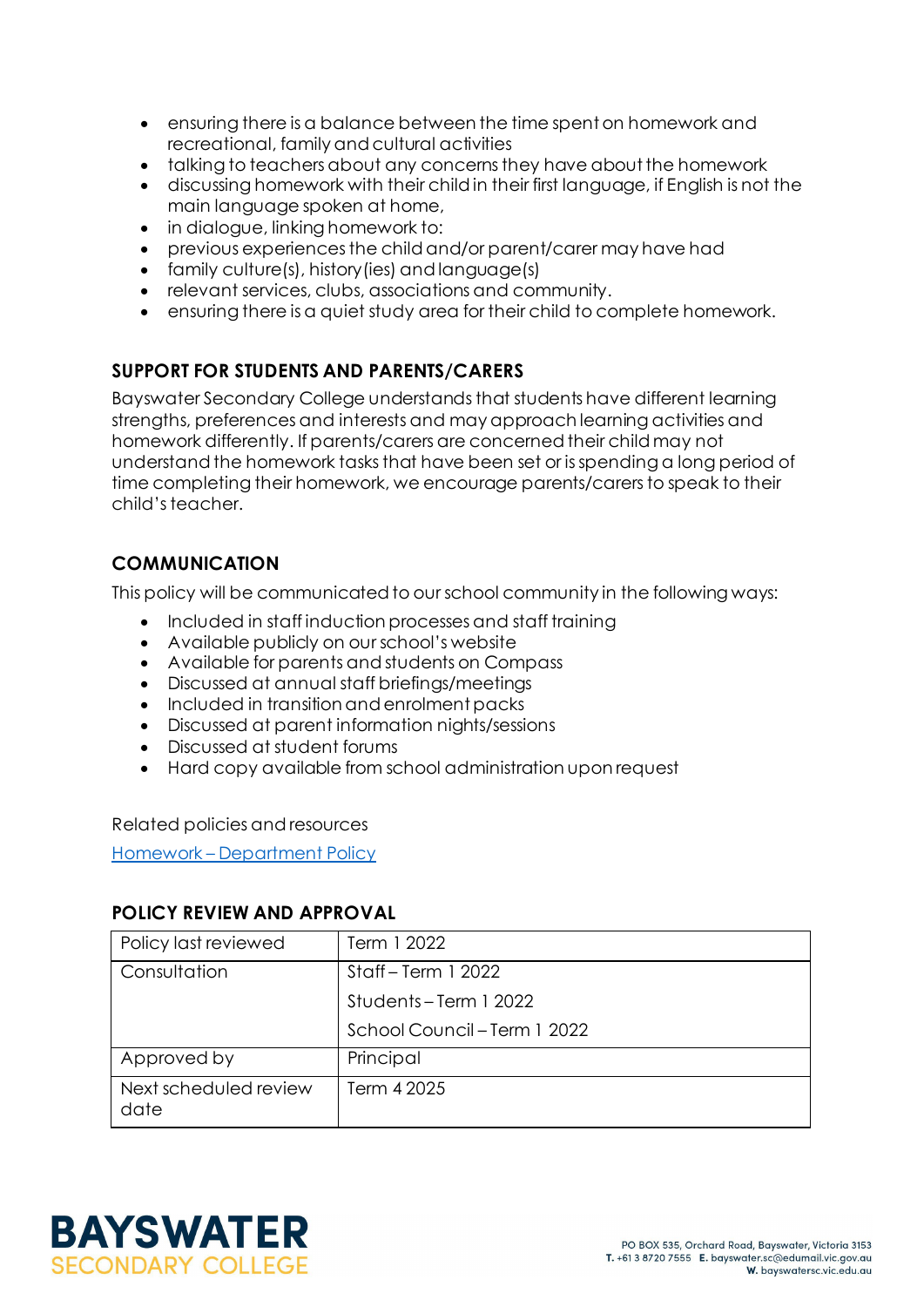- ensuring there is a balance between the time spent on homework and recreational, family and cultural activities
- talking to teachers about any concerns they have about the homework
- discussing homework with their child in their first language, if English is not the main language spoken at home,
- in dialogue, linking homework to:
- previous experiences the child and/or parent/carer may have had
- family culture(s), history(ies) and language(s)
- relevant services, clubs, associations and community.
- ensuring there is a quiet study area for their child to complete homework.

## SUPPORT FOR STUDENTS AND PARENTS/CARERS

Bayswater Secondary College understands that students have different learning strengths, preferences and interests and may approach learning activities and homework differently. If parents/carers are concerned their child may not understand the homework tasks that have been set or is spending a long period of time completing their homework, we encourage parents/carers to speak to their child's teacher.

## COMMUNICATION

This policy will be communicated to our school community in the following ways:

- Included in staff induction processes and staff training
- Available publicly on our school's website
- Available for parents and students on Compass
- Discussed at annual staff briefings/meetings
- Included in transition and enrolment packs
- Discussed at parent information nights/sessions
- Discussed at student forums
- Hard copy available from school administration upon request

Related policies and resources

[Homework – Department Policy]

## POLICY REVIEW AND APPROVAL

| | |
|---|---|
| Policy last reviewed | Term 1 2022 |
| Consultation | Staff – Term 1 2022<br>Students – Term 1 2022<br>School Council – Term 1 2022 |
| Approved by | Principal |
| Next scheduled review date | Term 4 2025 |